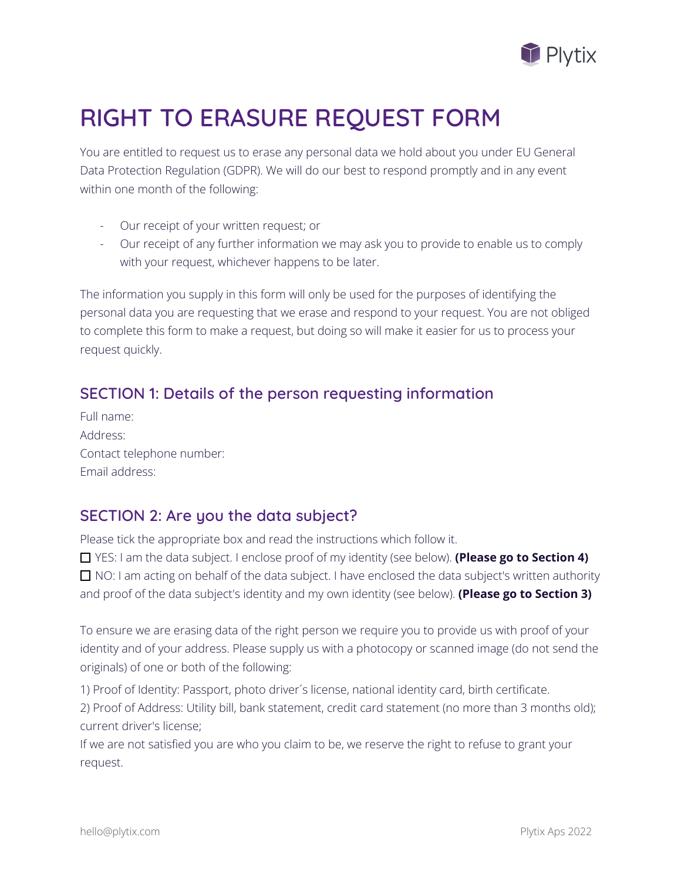# RIGHT TO ERASURE REQUEST FORM

You are entitled to request us to erase any personal data we hold about you under EU General Data Protection Regulation (GDPR). We will do our best to respond promptly and in any event within one month of the following:

- Our receipt of your written request; or
- Our receipt of any further information we may ask you to provide to enable us to comply with your request, whichever happens to be later.

The information you supply in this form will only be used for the purposes of identifying the personal data you are requesting that we erase and respond to your request. You are not obliged to complete this form to make a request, but doing so will make it easier for us to process your request quickly.

## SECTION 1: Details of the person requesting information

Full name:
Address:
Contact telephone number:
Email address:

## SECTION 2: Are you the data subject?

Please tick the appropriate box and read the instructions which follow it.

☐ YES: I am the data subject. I enclose proof of my identity (see below). **(Please go to Section 4)**
☐ NO: I am acting on behalf of the data subject. I have enclosed the data subject's written authority and proof of the data subject's identity and my own identity (see below). **(Please go to Section 3)**

To ensure we are erasing data of the right person we require you to provide us with proof of your identity and of your address. Please supply us with a photocopy or scanned image (do not send the originals) of one or both of the following:

1) Proof of Identity: Passport, photo driver´s license, national identity card, birth certificate.
2) Proof of Address: Utility bill, bank statement, credit card statement (no more than 3 months old); current driver's license;
If we are not satisfied you are who you claim to be, we reserve the right to refuse to grant your request.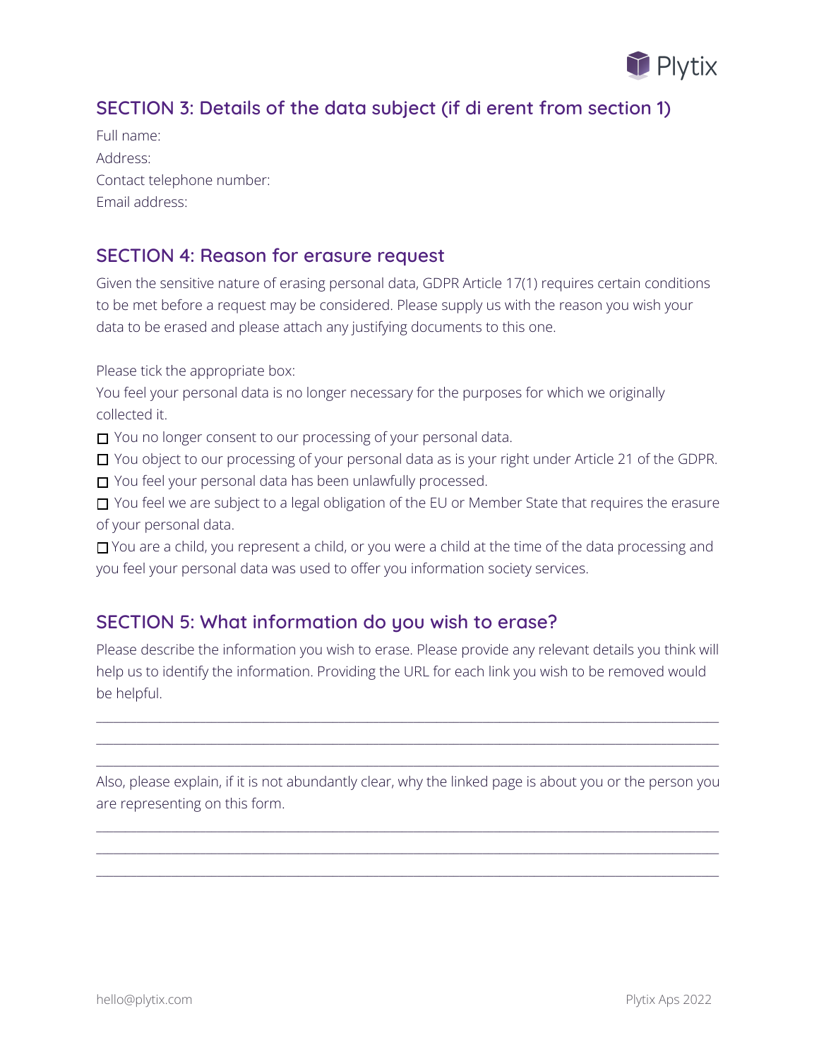## SECTION 3: Details of the data subject (if di erent from section 1)

Full name:
Address:
Contact telephone number:
Email address:

## SECTION 4: Reason for erasure request

Given the sensitive nature of erasing personal data, GDPR Article 17(1) requires certain conditions to be met before a request may be considered. Please supply us with the reason you wish your data to be erased and please attach any justifying documents to this one.

Please tick the appropriate box:
You feel your personal data is no longer necessary for the purposes for which we originally collected it.

☐ You no longer consent to our processing of your personal data.
☐ You object to our processing of your personal data as is your right under Article 21 of the GDPR.
☐ You feel your personal data has been unlawfully processed.
☐ You feel we are subject to a legal obligation of the EU or Member State that requires the erasure of your personal data.
☐ You are a child, you represent a child, or you were a child at the time of the data processing and you feel your personal data was used to offer you information society services.

## SECTION 5: What information do you wish to erase?

Please describe the information you wish to erase. Please provide any relevant details you think will help us to identify the information. Providing the URL for each link you wish to be removed would be helpful.

\_\_\_\_\_\_\_\_\_\_\_\_\_\_\_\_\_\_\_\_\_\_\_\_\_\_\_\_\_\_\_\_\_\_\_\_\_\_\_\_\_\_\_\_\_\_\_\_\_\_\_\_\_\_\_\_\_\_\_\_\_\_\_\_\_\_\_\_\_\_\_\_\_\_\_\_\_\_
\_\_\_\_\_\_\_\_\_\_\_\_\_\_\_\_\_\_\_\_\_\_\_\_\_\_\_\_\_\_\_\_\_\_\_\_\_\_\_\_\_\_\_\_\_\_\_\_\_\_\_\_\_\_\_\_\_\_\_\_\_\_\_\_\_\_\_\_\_\_\_\_\_\_\_\_\_\_
\_\_\_\_\_\_\_\_\_\_\_\_\_\_\_\_\_\_\_\_\_\_\_\_\_\_\_\_\_\_\_\_\_\_\_\_\_\_\_\_\_\_\_\_\_\_\_\_\_\_\_\_\_\_\_\_\_\_\_\_\_\_\_\_\_\_\_\_\_\_\_\_\_\_\_\_\_\_

Also, please explain, if it is not abundantly clear, why the linked page is about you or the person you are representing on this form.

\_\_\_\_\_\_\_\_\_\_\_\_\_\_\_\_\_\_\_\_\_\_\_\_\_\_\_\_\_\_\_\_\_\_\_\_\_\_\_\_\_\_\_\_\_\_\_\_\_\_\_\_\_\_\_\_\_\_\_\_\_\_\_\_\_\_\_\_\_\_\_\_\_\_\_\_\_\_
\_\_\_\_\_\_\_\_\_\_\_\_\_\_\_\_\_\_\_\_\_\_\_\_\_\_\_\_\_\_\_\_\_\_\_\_\_\_\_\_\_\_\_\_\_\_\_\_\_\_\_\_\_\_\_\_\_\_\_\_\_\_\_\_\_\_\_\_\_\_\_\_\_\_\_\_\_\_
\_\_\_\_\_\_\_\_\_\_\_\_\_\_\_\_\_\_\_\_\_\_\_\_\_\_\_\_\_\_\_\_\_\_\_\_\_\_\_\_\_\_\_\_\_\_\_\_\_\_\_\_\_\_\_\_\_\_\_\_\_\_\_\_\_\_\_\_\_\_\_\_\_\_\_\_\_\_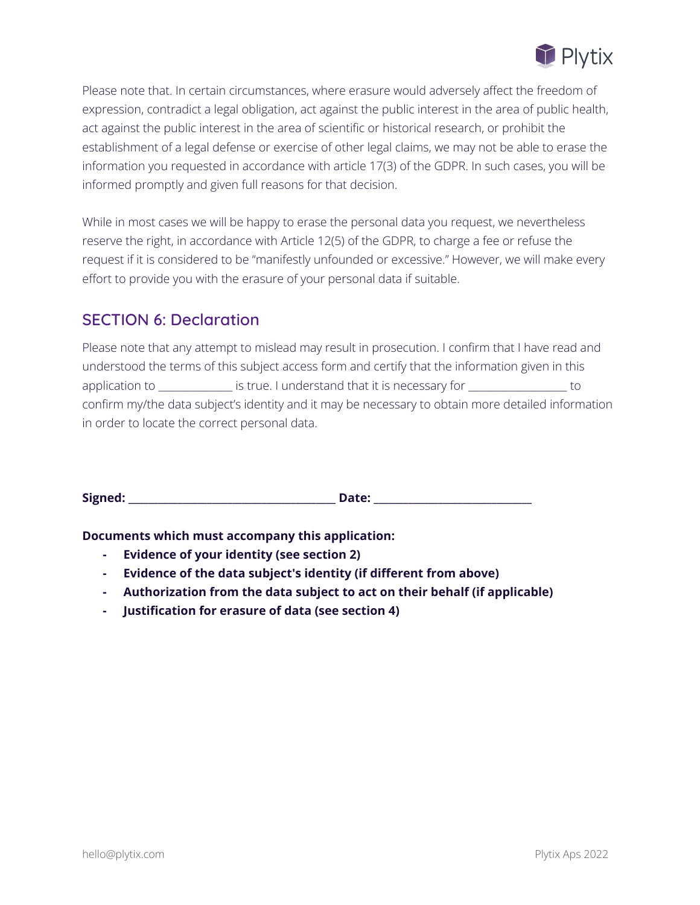Please note that. In certain circumstances, where erasure would adversely affect the freedom of expression, contradict a legal obligation, act against the public interest in the area of public health, act against the public interest in the area of scientific or historical research, or prohibit the establishment of a legal defense or exercise of other legal claims, we may not be able to erase the information you requested in accordance with article 17(3) of the GDPR. In such cases, you will be informed promptly and given full reasons for that decision.

While in most cases we will be happy to erase the personal data you request, we nevertheless reserve the right, in accordance with Article 12(5) of the GDPR, to charge a fee or refuse the request if it is considered to be "manifestly unfounded or excessive." However, we will make every effort to provide you with the erasure of your personal data if suitable.

## SECTION 6: Declaration

Please note that any attempt to mislead may result in prosecution. I confirm that I have read and understood the terms of this subject access form and certify that the information given in this application to _____________ is true. I understand that it is necessary for _________________ to confirm my/the data subject's identity and it may be necessary to obtain more detailed information in order to locate the correct personal data.

**Signed: ____________________________________ Date: ___________________________**

**Documents which must accompany this application:**

- **Evidence of your identity (see section 2)**
- **Evidence of the data subject's identity (if different from above)**
- **Authorization from the data subject to act on their behalf (if applicable)**
- **Justification for erasure of data (see section 4)**